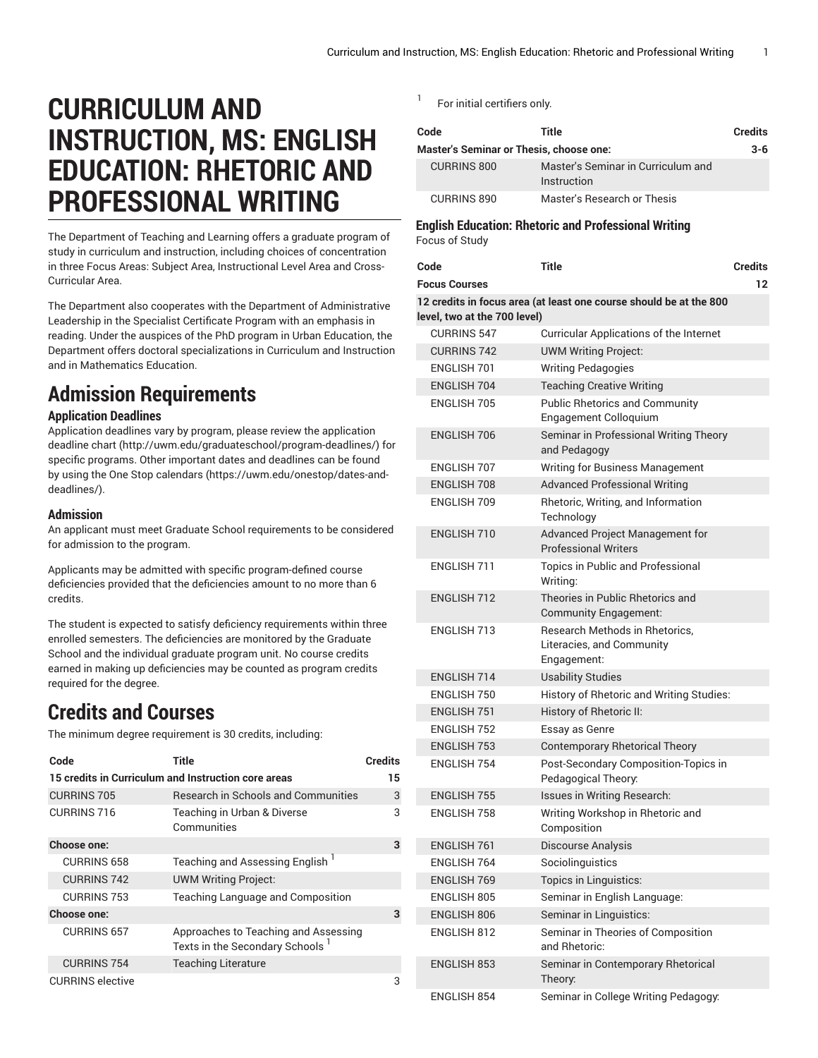// Aside: ignoring the request to skip the running header as it contains important context about the program.
# CURRICULUM AND INSTRUCTION, MS: ENGLISH EDUCATION: RHETORIC AND PROFESSIONAL WRITING

The Department of Teaching and Learning offers a graduate program of study in curriculum and instruction, including choices of concentration in three Focus Areas: Subject Area, Instructional Level Area and Cross-Curricular Area.

The Department also cooperates with the Department of Administrative Leadership in the Specialist Certificate Program with an emphasis in reading. Under the auspices of the PhD program in Urban Education, the Department offers doctoral specializations in Curriculum and Instruction and in Mathematics Education.

## Admission Requirements

### Application Deadlines

Application deadlines vary by program, please review the application deadline chart (http://uwm.edu/graduateschool/program-deadlines/) for specific programs. Other important dates and deadlines can be found by using the One Stop calendars (https://uwm.edu/onestop/dates-and-deadlines/).

### Admission

An applicant must meet Graduate School requirements to be considered for admission to the program.

Applicants may be admitted with specific program-defined course deficiencies provided that the deficiencies amount to no more than 6 credits.

The student is expected to satisfy deficiency requirements within three enrolled semesters. The deficiencies are monitored by the Graduate School and the individual graduate program unit. No course credits earned in making up deficiencies may be counted as program credits required for the degree.

## Credits and Courses

The minimum degree requirement is 30 credits, including:

| Code | Title | Credits |
|---|---|---|
| **15 credits in Curriculum and Instruction core areas** | | **15** |
| CURRINS 705 | Research in Schools and Communities | 3 |
| CURRINS 716 | Teaching in Urban & Diverse Communities | 3 |
| **Choose one:** | | **3** |
| CURRINS 658 | Teaching and Assessing English [1] | |
| CURRINS 742 | UWM Writing Project: | |
| CURRINS 753 | Teaching Language and Composition | |
| **Choose one:** | | **3** |
| CURRINS 657 | Approaches to Teaching and Assessing Texts in the Secondary Schools [1] | |
| CURRINS 754 | Teaching Literature | |
| CURRINS elective | | 3 |

[1] For initial certifiers only.

| Code | Title | Credits |
|---|---|---|
| **Master's Seminar or Thesis, choose one:** | | **3-6** |
| CURRINS 800 | Master's Seminar in Curriculum and Instruction | |
| CURRINS 890 | Master's Research or Thesis | |

### English Education: Rhetoric and Professional Writing

Focus of Study

| Code | Title | Credits |
|---|---|---|
| **Focus Courses** | | **12** |
| **12 credits in focus area (at least one course should be at the 800 level, two at the 700 level)** | | |
| CURRINS 547 | Curricular Applications of the Internet | |
| CURRINS 742 | UWM Writing Project: | |
| ENGLISH 701 | Writing Pedagogies | |
| ENGLISH 704 | Teaching Creative Writing | |
| ENGLISH 705 | Public Rhetorics and Community Engagement Colloquium | |
| ENGLISH 706 | Seminar in Professional Writing Theory and Pedagogy | |
| ENGLISH 707 | Writing for Business Management | |
| ENGLISH 708 | Advanced Professional Writing | |
| ENGLISH 709 | Rhetoric, Writing, and Information Technology | |
| ENGLISH 710 | Advanced Project Management for Professional Writers | |
| ENGLISH 711 | Topics in Public and Professional Writing: | |
| ENGLISH 712 | Theories in Public Rhetorics and Community Engagement: | |
| ENGLISH 713 | Research Methods in Rhetorics, Literacies, and Community Engagement: | |
| ENGLISH 714 | Usability Studies | |
| ENGLISH 750 | History of Rhetoric and Writing Studies: | |
| ENGLISH 751 | History of Rhetoric II: | |
| ENGLISH 752 | Essay as Genre | |
| ENGLISH 753 | Contemporary Rhetorical Theory | |
| ENGLISH 754 | Post-Secondary Composition-Topics in Pedagogical Theory: | |
| ENGLISH 755 | Issues in Writing Research: | |
| ENGLISH 758 | Writing Workshop in Rhetoric and Composition | |
| ENGLISH 761 | Discourse Analysis | |
| ENGLISH 764 | Sociolinguistics | |
| ENGLISH 769 | Topics in Linguistics: | |
| ENGLISH 805 | Seminar in English Language: | |
| ENGLISH 806 | Seminar in Linguistics: | |
| ENGLISH 812 | Seminar in Theories of Composition and Rhetoric: | |
| ENGLISH 853 | Seminar in Contemporary Rhetorical Theory: | |
| ENGLISH 854 | Seminar in College Writing Pedagogy: | |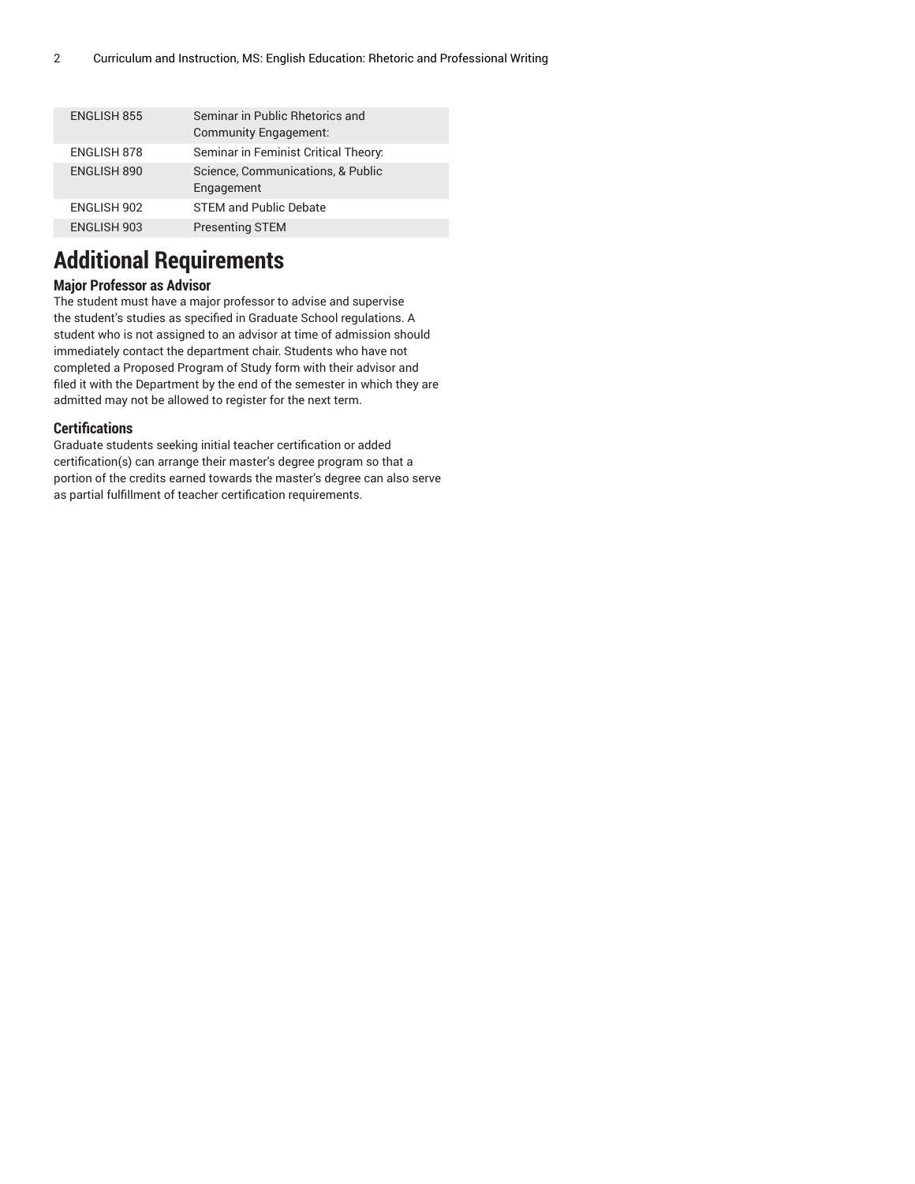| | |
|---|---|
| ENGLISH 855 | Seminar in Public Rhetorics and Community Engagement: |
| ENGLISH 878 | Seminar in Feminist Critical Theory: |
| ENGLISH 890 | Science, Communications, & Public Engagement |
| ENGLISH 902 | STEM and Public Debate |
| ENGLISH 903 | Presenting STEM |

# Additional Requirements

### Major Professor as Advisor

The student must have a major professor to advise and supervise the student's studies as specified in Graduate School regulations. A student who is not assigned to an advisor at time of admission should immediately contact the department chair. Students who have not completed a Proposed Program of Study form with their advisor and filed it with the Department by the end of the semester in which they are admitted may not be allowed to register for the next term.

### Certifications

Graduate students seeking initial teacher certification or added certification(s) can arrange their master's degree program so that a portion of the credits earned towards the master's degree can also serve as partial fulfillment of teacher certification requirements.